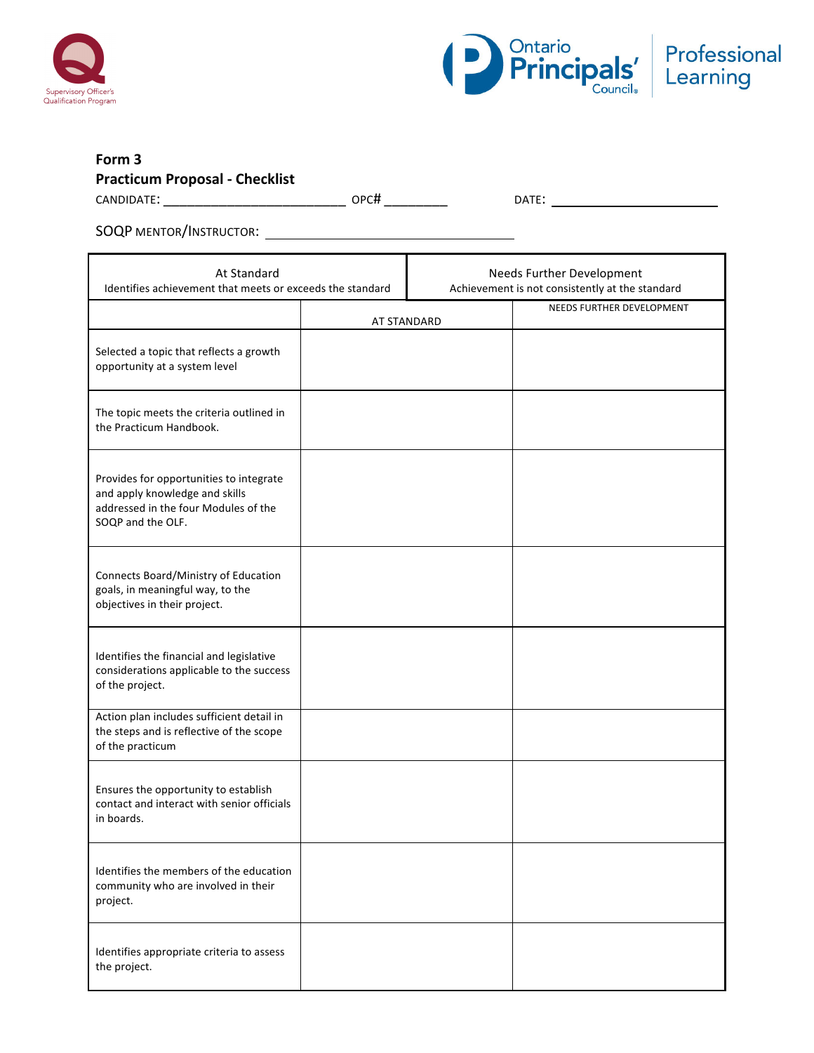Supervisory Officer's Qualification Program

Ontario Principals' Council | Professional Learning

**Form 3**
**Practicum Proposal - Checklist**

CANDIDATE: ___________________________ OPC# _________ DATE: ________________________

SOQP MENTOR/INSTRUCTOR: ____________________________________

| At Standard<br>Identifies achievement that meets or exceeds the standard | Needs Further Development<br>Achievement is not consistently at the standard | |
|---|---|---|
| | AT STANDARD | NEEDS FURTHER DEVELOPMENT |
| Selected a topic that reflects a growth opportunity at a system level | | |
| The topic meets the criteria outlined in the Practicum Handbook. | | |
| Provides for opportunities to integrate and apply knowledge and skills addressed in the four Modules of the SOQP and the OLF. | | |
| Connects Board/Ministry of Education goals, in meaningful way, to the objectives in their project. | | |
| Identifies the financial and legislative considerations applicable to the success of the project. | | |
| Action plan includes sufficient detail in the steps and is reflective of the scope of the practicum | | |
| Ensures the opportunity to establish contact and interact with senior officials in boards. | | |
| Identifies the members of the education community who are involved in their project. | | |
| Identifies appropriate criteria to assess the project. | | |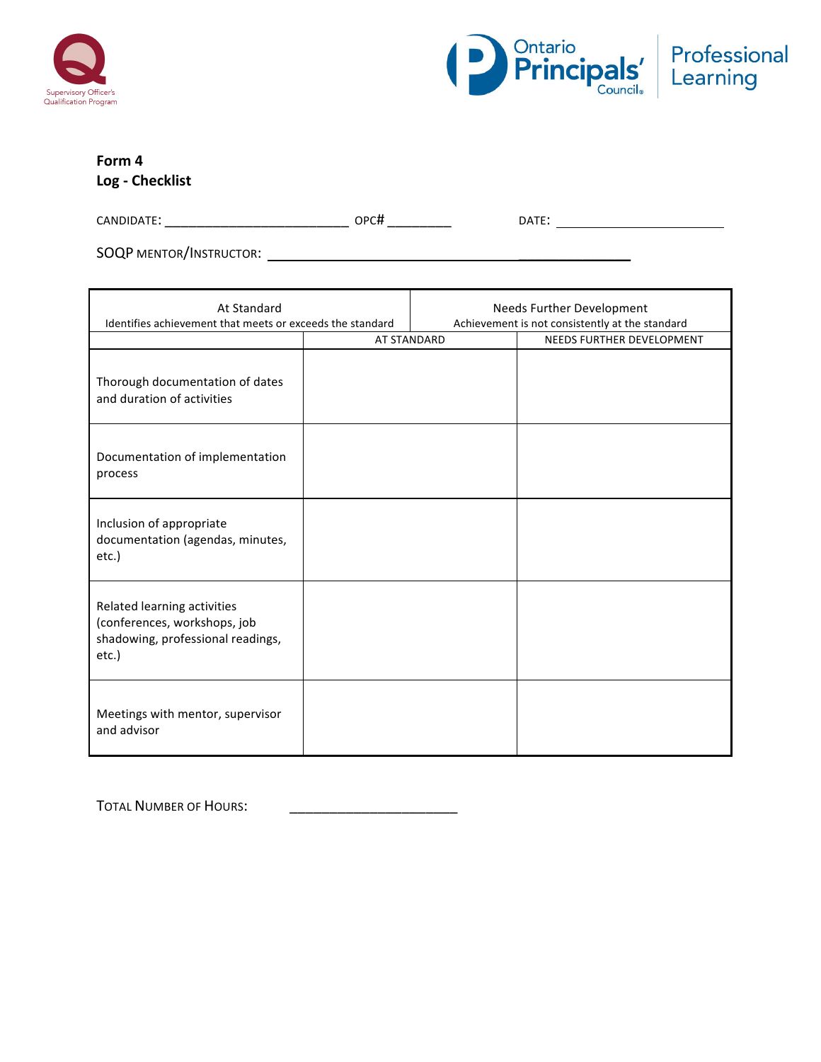Supervisory Officer's Qualification Program

Ontario Principals' Council | Professional Learning

**Form 4**
**Log - Checklist**

CANDIDATE: ___________________________ OPC# _________ DATE: __________________________

SOQP MENTOR/INSTRUCTOR: ________________________________________________

| At Standard<br>Identifies achievement that meets or exceeds the standard | Needs Further Development<br>Achievement is not consistently at the standard | |
|---|---|---|
| | AT STANDARD | NEEDS FURTHER DEVELOPMENT |
| Thorough documentation of dates and duration of activities | | |
| Documentation of implementation process | | |
| Inclusion of appropriate documentation (agendas, minutes, etc.) | | |
| Related learning activities (conferences, workshops, job shadowing, professional readings, etc.) | | |
| Meetings with mentor, supervisor and advisor | | |

TOTAL NUMBER OF HOURS: ______________________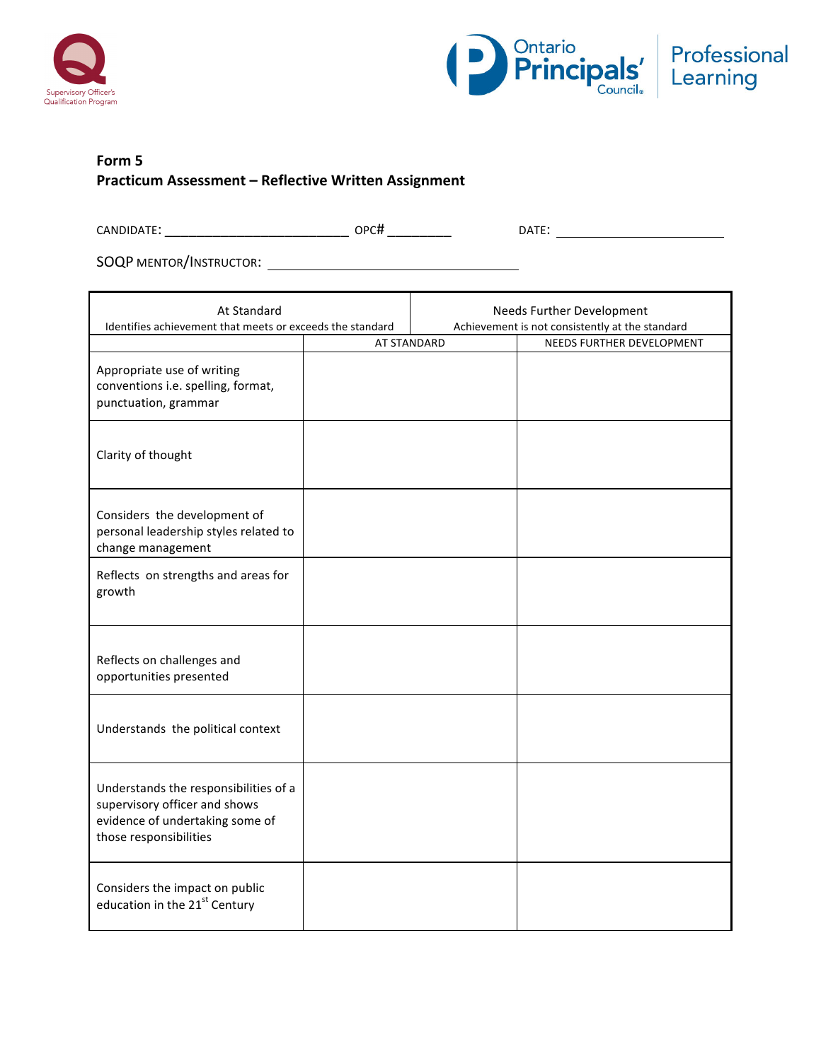Supervisory Officer's Qualification Program

Ontario Principals' Council | Professional Learning

**Form 5**
**Practicum Assessment – Reflective Written Assignment**

CANDIDATE: ___________________________ OPC# _________ DATE: _________________________

SOQP MENTOR/INSTRUCTOR: _____________________________________

| At Standard<br>Identifies achievement that meets or exceeds the standard | | Needs Further Development<br>Achievement is not consistently at the standard |
|---|---|---|
| | AT STANDARD | NEEDS FURTHER DEVELOPMENT |
| Appropriate use of writing conventions i.e. spelling, format, punctuation, grammar | | |
| Clarity of thought | | |
| Considers the development of personal leadership styles related to change management | | |
| Reflects on strengths and areas for growth | | |
| Reflects on challenges and opportunities presented | | |
| Understands the political context | | |
| Understands the responsibilities of a supervisory officer and shows evidence of undertaking some of those responsibilities | | |
| Considers the impact on public education in the 21st Century | | |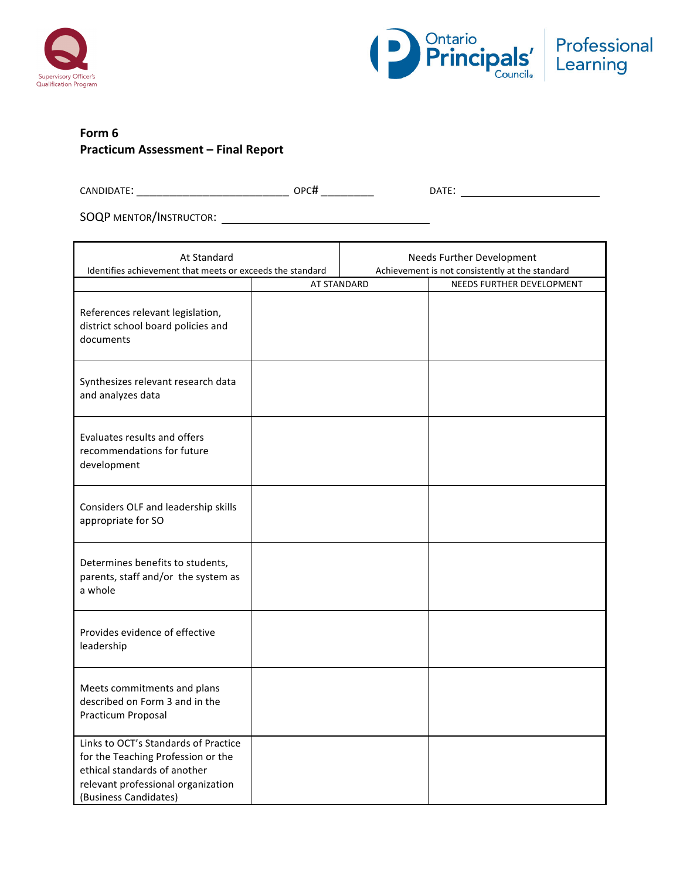Supervisory Officer's Qualification Program

Ontario Principals' Council | Professional Learning

**Form 6**
**Practicum Assessment – Final Report**

CANDIDATE: ___________________________ OPC# _________ DATE: ________________________

SOQP MENTOR/INSTRUCTOR: ____________________________________

| At Standard<br>Identifies achievement that meets or exceeds the standard | | Needs Further Development<br>Achievement is not consistently at the standard |
|---|---|---|
| | AT STANDARD | NEEDS FURTHER DEVELOPMENT |
| References relevant legislation, district school board policies and documents | | |
| Synthesizes relevant research data and analyzes data | | |
| Evaluates results and offers recommendations for future development | | |
| Considers OLF and leadership skills appropriate for SO | | |
| Determines benefits to students, parents, staff and/or the system as a whole | | |
| Provides evidence of effective leadership | | |
| Meets commitments and plans described on Form 3 and in the Practicum Proposal | | |
| Links to OCT's Standards of Practice for the Teaching Profession or the ethical standards of another relevant professional organization (Business Candidates) | | |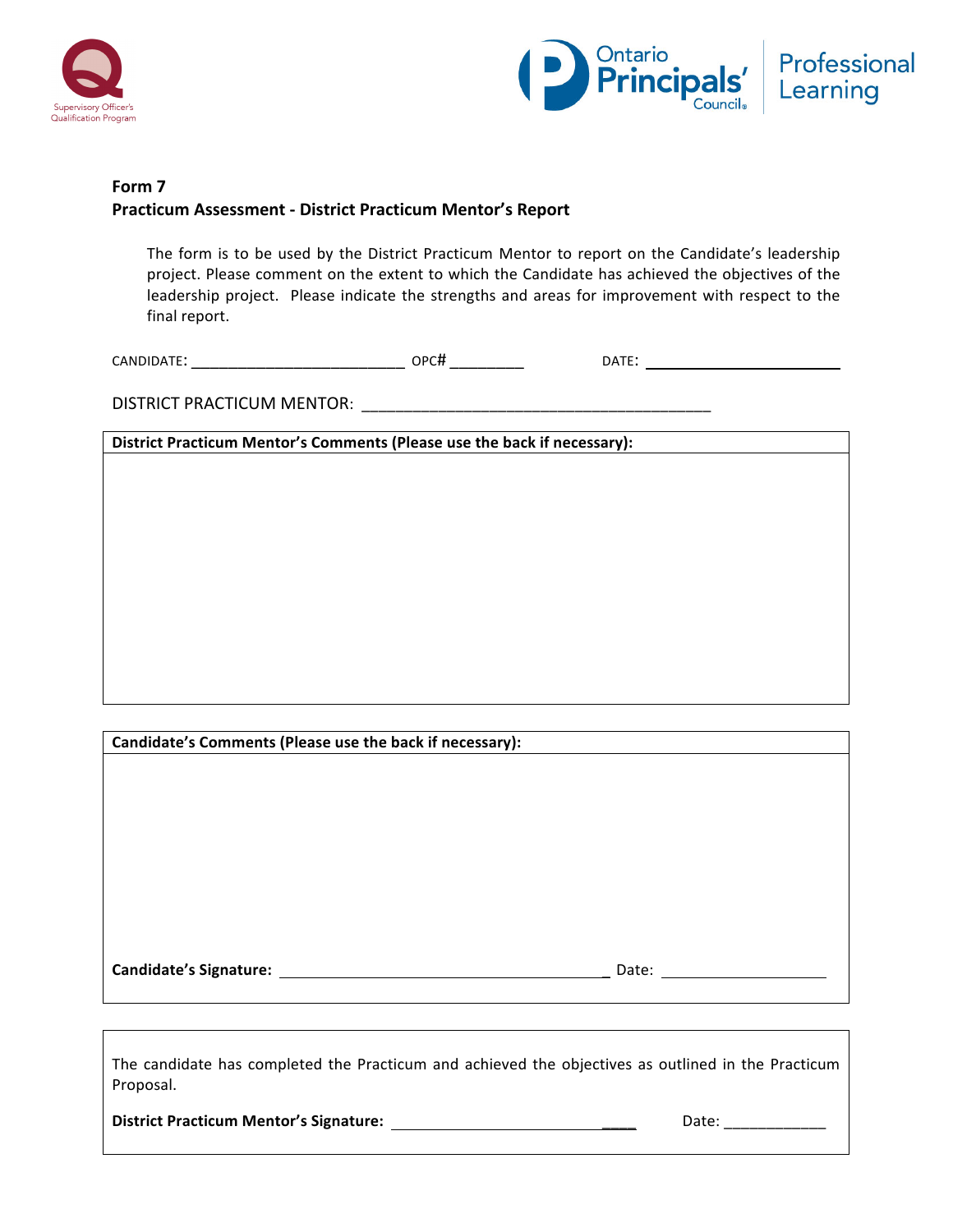Supervisory Officer's Qualification Program

Ontario Principals' Council | Professional Learning

**Form 7**
**Practicum Assessment - District Practicum Mentor's Report**

The form is to be used by the District Practicum Mentor to report on the Candidate's leadership project. Please comment on the extent to which the Candidate has achieved the objectives of the leadership project. Please indicate the strengths and areas for improvement with respect to the final report.

CANDIDATE: ___________________________ OPC# _________ DATE: ________________________

DISTRICT PRACTICUM MENTOR: ________________________________________

| **District Practicum Mentor's Comments (Please use the back if necessary):** |
| --- |
| |

| **Candidate's Comments (Please use the back if necessary):** |
| --- |
| |
| **Candidate's Signature:** ________________________________________ Date: ____________________ |

The candidate has completed the Practicum and achieved the objectives as outlined in the Practicum Proposal.

**District Practicum Mentor's Signature:** ________________________________ Date: ____________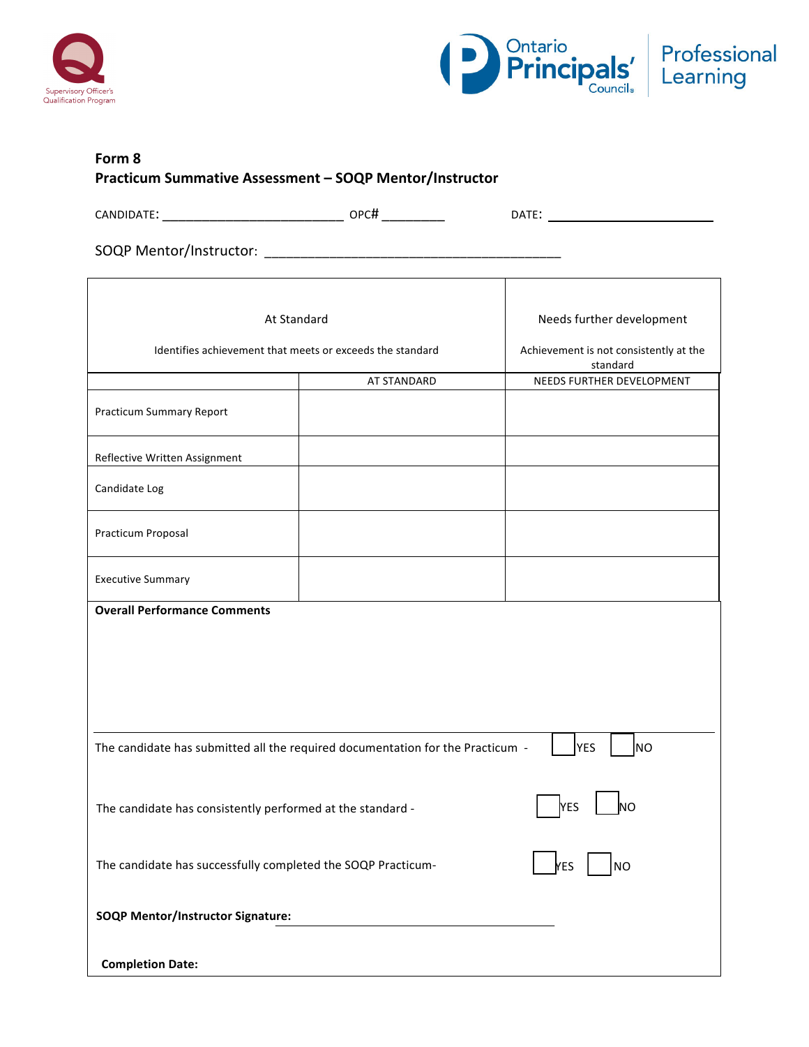**Form 8**
**Practicum Summative Assessment – SOQP Mentor/Instructor**

CANDIDATE: ___________________________ OPC# _________ DATE: ________________________

SOQP Mentor/Instructor: ____________________________________________

| At Standard<br>Identifies achievement that meets or exceeds the standard | | Needs further development<br>Achievement is not consistently at the standard |
|---|---|---|
| | AT STANDARD | NEEDS FURTHER DEVELOPMENT |
| Practicum Summary Report | | |
| Reflective Written Assignment | | |
| Candidate Log | | |
| Practicum Proposal | | |
| Executive Summary | | |

**Overall Performance Comments**

The candidate has submitted all the required documentation for the Practicum - ☐ YES ☐ NO

The candidate has consistently performed at the standard - ☐ YES ☐ NO

The candidate has successfully completed the SOQP Practicum- ☐ YES ☐ NO

**SOQP Mentor/Instructor Signature:** ________________________________________

**Completion Date:**